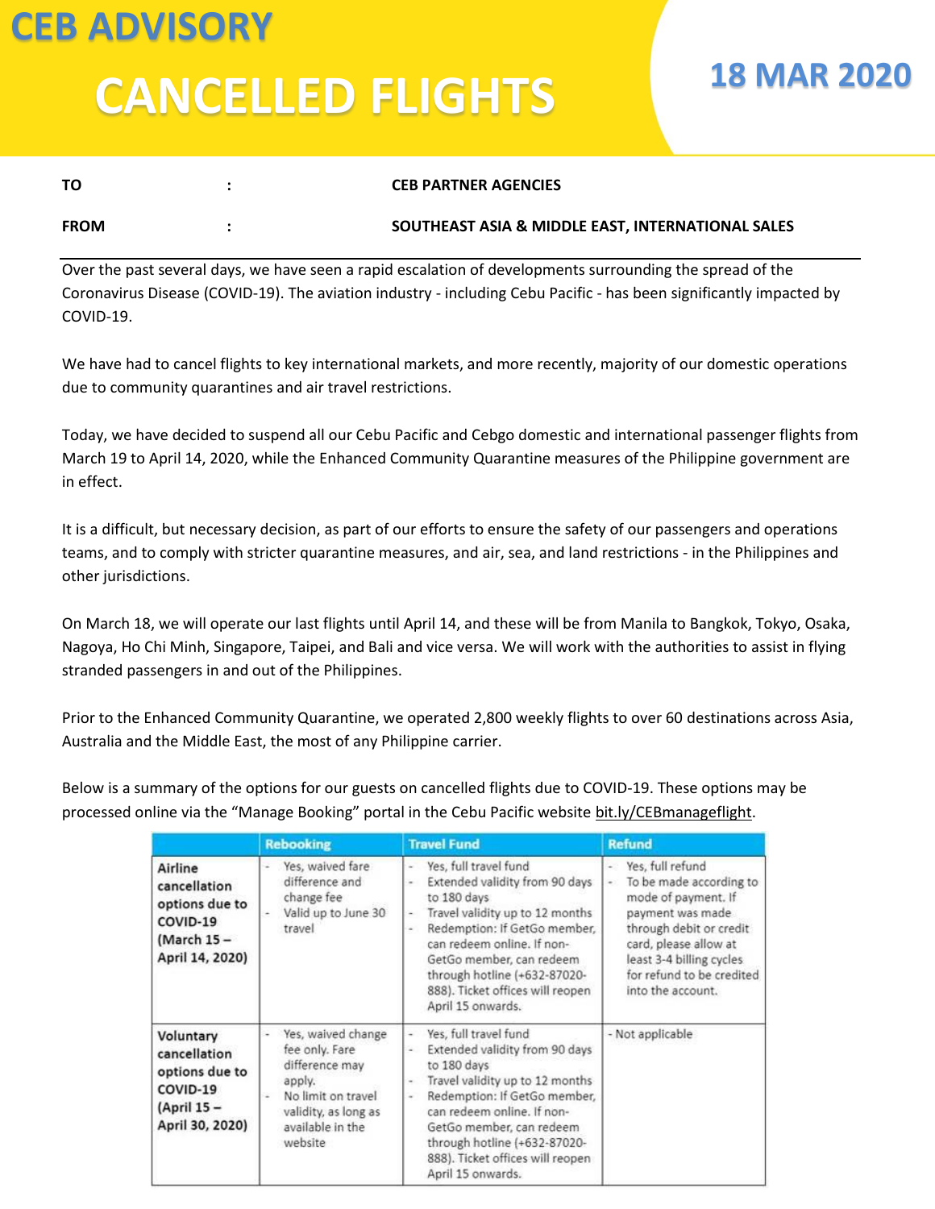# CEB ADVISORY

# CANCELLED FLIGHTS

## 18 MAR 2020

| | | |
|---|---|---|
| **TO** | : | **CEB PARTNER AGENCIES** |
| **FROM** | : | **SOUTHEAST ASIA & MIDDLE EAST, INTERNATIONAL SALES** |

Over the past several days, we have seen a rapid escalation of developments surrounding the spread of the Coronavirus Disease (COVID-19). The aviation industry - including Cebu Pacific - has been significantly impacted by COVID-19.

We have had to cancel flights to key international markets, and more recently, majority of our domestic operations due to community quarantines and air travel restrictions.

Today, we have decided to suspend all our Cebu Pacific and Cebgo domestic and international passenger flights from March 19 to April 14, 2020, while the Enhanced Community Quarantine measures of the Philippine government are in effect.

It is a difficult, but necessary decision, as part of our efforts to ensure the safety of our passengers and operations teams, and to comply with stricter quarantine measures, and air, sea, and land restrictions - in the Philippines and other jurisdictions.

On March 18, we will operate our last flights until April 14, and these will be from Manila to Bangkok, Tokyo, Osaka, Nagoya, Ho Chi Minh, Singapore, Taipei, and Bali and vice versa. We will work with the authorities to assist in flying stranded passengers in and out of the Philippines.

Prior to the Enhanced Community Quarantine, we operated 2,800 weekly flights to over 60 destinations across Asia, Australia and the Middle East, the most of any Philippine carrier.

Below is a summary of the options for our guests on cancelled flights due to COVID-19. These options may be processed online via the "Manage Booking" portal in the Cebu Pacific website bit.ly/CEBmanageflight.

| | Rebooking | Travel Fund | Refund |
|---|---|---|---|
| **Airline cancellation options due to COVID-19 (March 15 – April 14, 2020)** | - Yes, waived fare difference and change fee<br>- Valid up to June 30 travel | - Yes, full travel fund<br>- Extended validity from 90 days to 180 days<br>- Travel validity up to 12 months<br>- Redemption: If GetGo member, can redeem online. If non-GetGo member, can redeem through hotline (+632-87020-888). Ticket offices will reopen April 15 onwards. | - Yes, full refund<br>- To be made according to mode of payment. If payment was made through debit or credit card, please allow at least 3-4 billing cycles for refund to be credited into the account. |
| **Voluntary cancellation options due to COVID-19 (April 15 – April 30, 2020)** | - Yes, waived change fee only. Fare difference may apply.<br>- No limit on travel validity, as long as available in the website | - Yes, full travel fund<br>- Extended validity from 90 days to 180 days<br>- Travel validity up to 12 months<br>- Redemption: If GetGo member, can redeem online. If non-GetGo member, can redeem through hotline (+632-87020-888). Ticket offices will reopen April 15 onwards. | - Not applicable |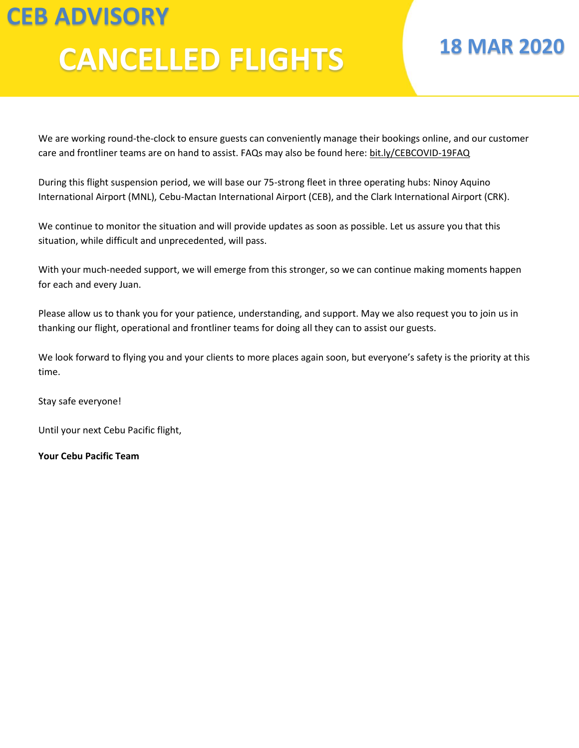# CEB ADVISORY

# CANCELLED FLIGHTS

**18 MAR 2020**

We are working round-the-clock to ensure guests can conveniently manage their bookings online, and our customer care and frontliner teams are on hand to assist. FAQs may also be found here: bit.ly/CEBCOVID-19FAQ

During this flight suspension period, we will base our 75-strong fleet in three operating hubs: Ninoy Aquino International Airport (MNL), Cebu-Mactan International Airport (CEB), and the Clark International Airport (CRK).

We continue to monitor the situation and will provide updates as soon as possible. Let us assure you that this situation, while difficult and unprecedented, will pass.

With your much-needed support, we will emerge from this stronger, so we can continue making moments happen for each and every Juan.

Please allow us to thank you for your patience, understanding, and support. May we also request you to join us in thanking our flight, operational and frontliner teams for doing all they can to assist our guests.

We look forward to flying you and your clients to more places again soon, but everyone's safety is the priority at this time.

Stay safe everyone!

Until your next Cebu Pacific flight,

**Your Cebu Pacific Team**